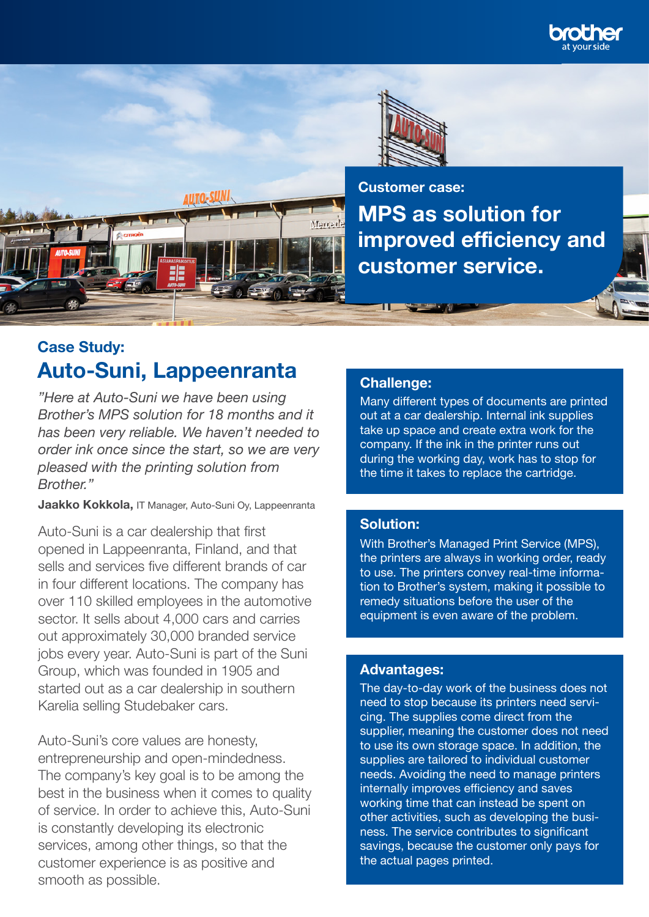Customer case:

# MPS as solution for improved efficiency and customer service.

## Case Study:

# Auto-Suni, Lappeenranta

*"Here at Auto-Suni we have been using Brother's MPS solution for 18 months and it has been very reliable. We haven't needed to order ink once since the start, so we are very pleased with the printing solution from Brother."*

**Jaakko Kokkola,** IT Manager, Auto-Suni Oy, Lappeenranta

Auto-Suni is a car dealership that first opened in Lappeenranta, Finland, and that sells and services five different brands of car in four different locations. The company has over 110 skilled employees in the automotive sector. It sells about 4,000 cars and carries out approximately 30,000 branded service jobs every year. Auto-Suni is part of the Suni Group, which was founded in 1905 and started out as a car dealership in southern Karelia selling Studebaker cars.

Auto-Suni's core values are honesty, entrepreneurship and open-mindedness. The company's key goal is to be among the best in the business when it comes to quality of service. In order to achieve this, Auto-Suni is constantly developing its electronic services, among other things, so that the customer experience is as positive and smooth as possible.

### Challenge:

Many different types of documents are printed out at a car dealership. Internal ink supplies take up space and create extra work for the company. If the ink in the printer runs out during the working day, work has to stop for the time it takes to replace the cartridge.

### Solution:

With Brother's Managed Print Service (MPS), the printers are always in working order, ready to use. The printers convey real-time information to Brother's system, making it possible to remedy situations before the user of the equipment is even aware of the problem.

### Advantages:

The day-to-day work of the business does not need to stop because its printers need servicing. The supplies come direct from the supplier, meaning the customer does not need to use its own storage space. In addition, the supplies are tailored to individual customer needs. Avoiding the need to manage printers internally improves efficiency and saves working time that can instead be spent on other activities, such as developing the business. The service contributes to significant savings, because the customer only pays for the actual pages printed.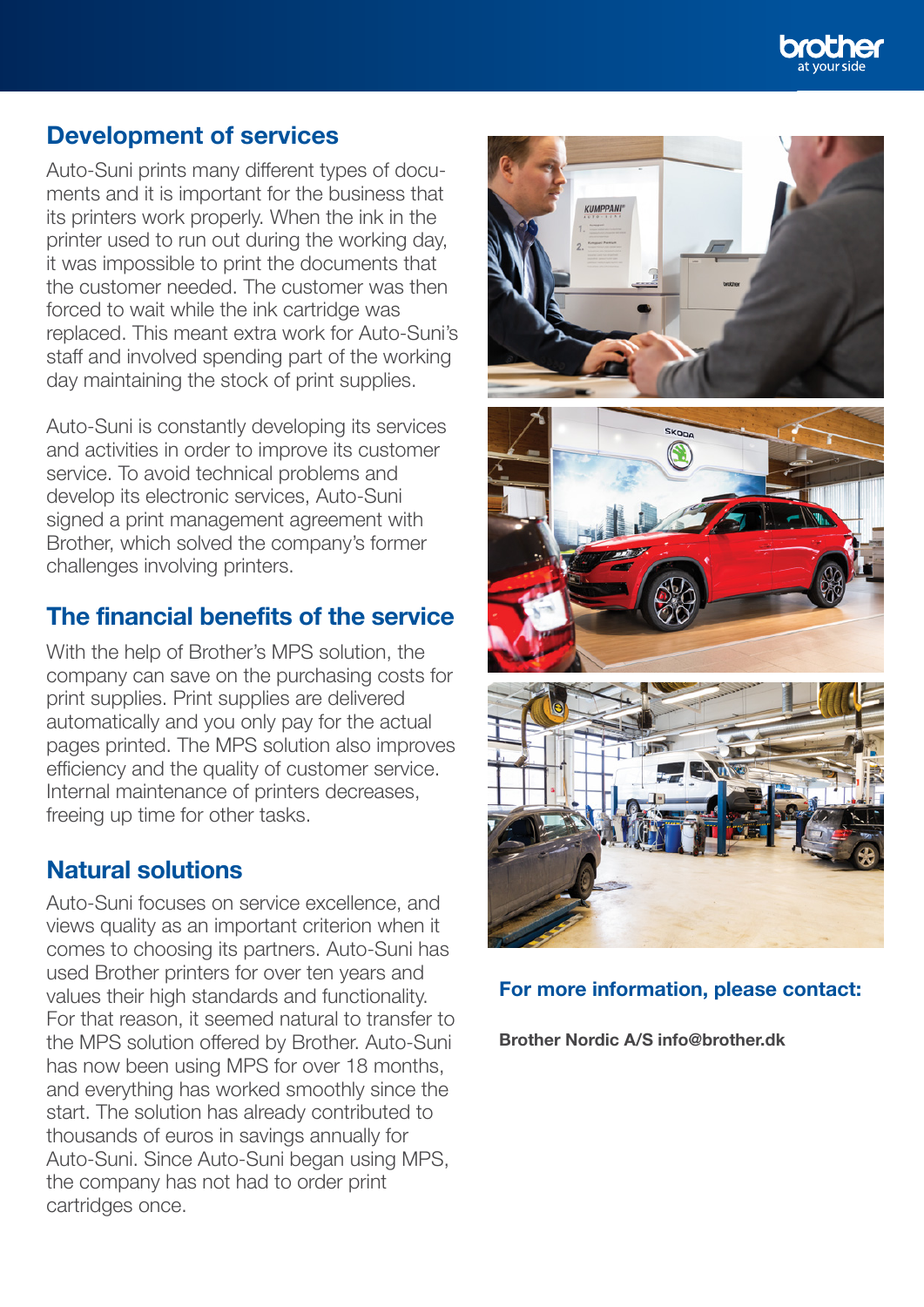## Development of services

Auto-Suni prints many different types of documents and it is important for the business that its printers work properly. When the ink in the printer used to run out during the working day, it was impossible to print the documents that the customer needed. The customer was then forced to wait while the ink cartridge was replaced. This meant extra work for Auto-Suni's staff and involved spending part of the working day maintaining the stock of print supplies.

Auto-Suni is constantly developing its services and activities in order to improve its customer service. To avoid technical problems and develop its electronic services, Auto-Suni signed a print management agreement with Brother, which solved the company's former challenges involving printers.

## The financial benefits of the service

With the help of Brother's MPS solution, the company can save on the purchasing costs for print supplies. Print supplies are delivered automatically and you only pay for the actual pages printed. The MPS solution also improves efficiency and the quality of customer service. Internal maintenance of printers decreases, freeing up time for other tasks.

## Natural solutions

Auto-Suni focuses on service excellence, and views quality as an important criterion when it comes to choosing its partners. Auto-Suni has used Brother printers for over ten years and values their high standards and functionality. For that reason, it seemed natural to transfer to the MPS solution offered by Brother. Auto-Suni has now been using MPS for over 18 months, and everything has worked smoothly since the start. The solution has already contributed to thousands of euros in savings annually for Auto-Suni. Since Auto-Suni began using MPS, the company has not had to order print cartridges once.

### For more information, please contact:

**Brother Nordic A/S info@brother.dk**